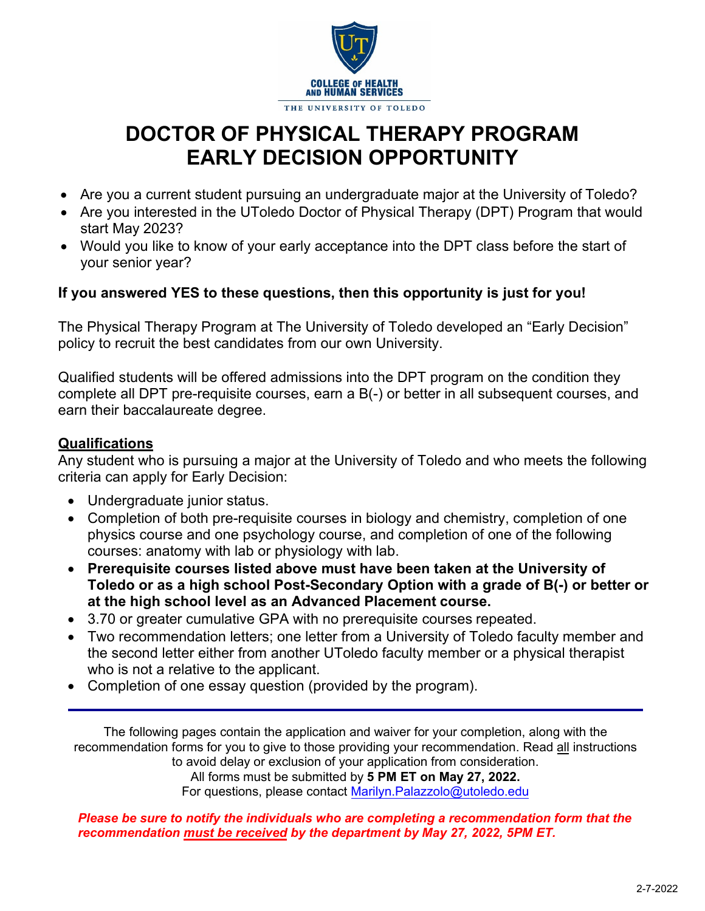COLLEGE OF HEALTH AND HUMAN SERVICES

THE UNIVERSITY OF TOLEDO

# DOCTOR OF PHYSICAL THERAPY PROGRAM EARLY DECISION OPPORTUNITY

- Are you a current student pursuing an undergraduate major at the University of Toledo?
- Are you interested in the UToledo Doctor of Physical Therapy (DPT) Program that would start May 2023?
- Would you like to know of your early acceptance into the DPT class before the start of your senior year?

**If you answered YES to these questions, then this opportunity is just for you!**

The Physical Therapy Program at The University of Toledo developed an "Early Decision" policy to recruit the best candidates from our own University.

Qualified students will be offered admissions into the DPT program on the condition they complete all DPT pre-requisite courses, earn a B(-) or better in all subsequent courses, and earn their baccalaureate degree.

## Qualifications

Any student who is pursuing a major at the University of Toledo and who meets the following criteria can apply for Early Decision:

- Undergraduate junior status.
- Completion of both pre-requisite courses in biology and chemistry, completion of one physics course and one psychology course, and completion of one of the following courses: anatomy with lab or physiology with lab.
- **Prerequisite courses listed above must have been taken at the University of Toledo or as a high school Post-Secondary Option with a grade of B(-) or better or at the high school level as an Advanced Placement course.**
- 3.70 or greater cumulative GPA with no prerequisite courses repeated.
- Two recommendation letters; one letter from a University of Toledo faculty member and the second letter either from another UToledo faculty member or a physical therapist who is not a relative to the applicant.
- Completion of one essay question (provided by the program).

---

The following pages contain the application and waiver for your completion, along with the recommendation forms for you to give to those providing your recommendation. Read all instructions to avoid delay or exclusion of your application from consideration.
All forms must be submitted by **5 PM ET on May 27, 2022.**
For questions, please contact Marilyn.Palazzolo@utoledo.edu

***Please be sure to notify the individuals who are completing a recommendation form that the recommendation must be received by the department by May 27, 2022, 5PM ET.***

2-7-2022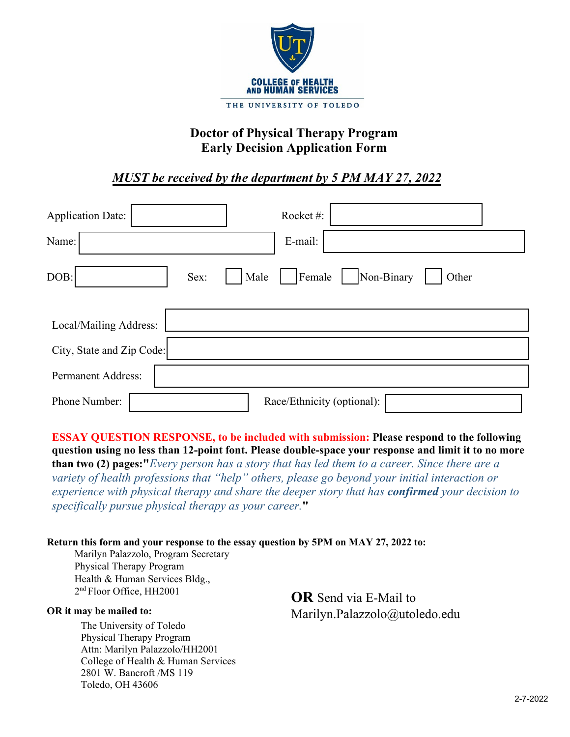COLLEGE OF HEALTH AND HUMAN SERVICES

THE UNIVERSITY OF TOLEDO

# Doctor of Physical Therapy Program
# Early Decision Application Form

***MUST be received by the department by 5 PM MAY 27, 2022***

Application Date: ____________ Rocket #: ____________

Name: ____________ E-mail: ____________

DOB: ____________ Sex: ☐ Male ☐ Female ☐ Non-Binary ☐ Other

Local/Mailing Address: ____________

City, State and Zip Code: ____________

Permanent Address: ____________

Phone Number: ____________ Race/Ethnicity (optional): ____________

**ESSAY QUESTION RESPONSE, to be included with submission: Please respond to the following question using no less than 12-point font. Please double-space your response and limit it to no more than two (2) pages:"***Every person has a story that has led them to a career. Since there are a variety of health professions that "help" others, please go beyond your initial interaction or experience with physical therapy and share the deeper story that has* ***confirmed*** *your decision to specifically pursue physical therapy as your career.***"**

**Return this form and your response to the essay question by 5PM on MAY 27, 2022 to:**

Marilyn Palazzolo, Program Secretary
Physical Therapy Program
Health & Human Services Bldg.,
2nd Floor Office, HH2001

**OR** Send via E-Mail to
Marilyn.Palazzolo@utoledo.edu

**OR it may be mailed to:**

The University of Toledo
Physical Therapy Program
Attn: Marilyn Palazzolo/HH2001
College of Health & Human Services
2801 W. Bancroft /MS 119
Toledo, OH 43606

2-7-2022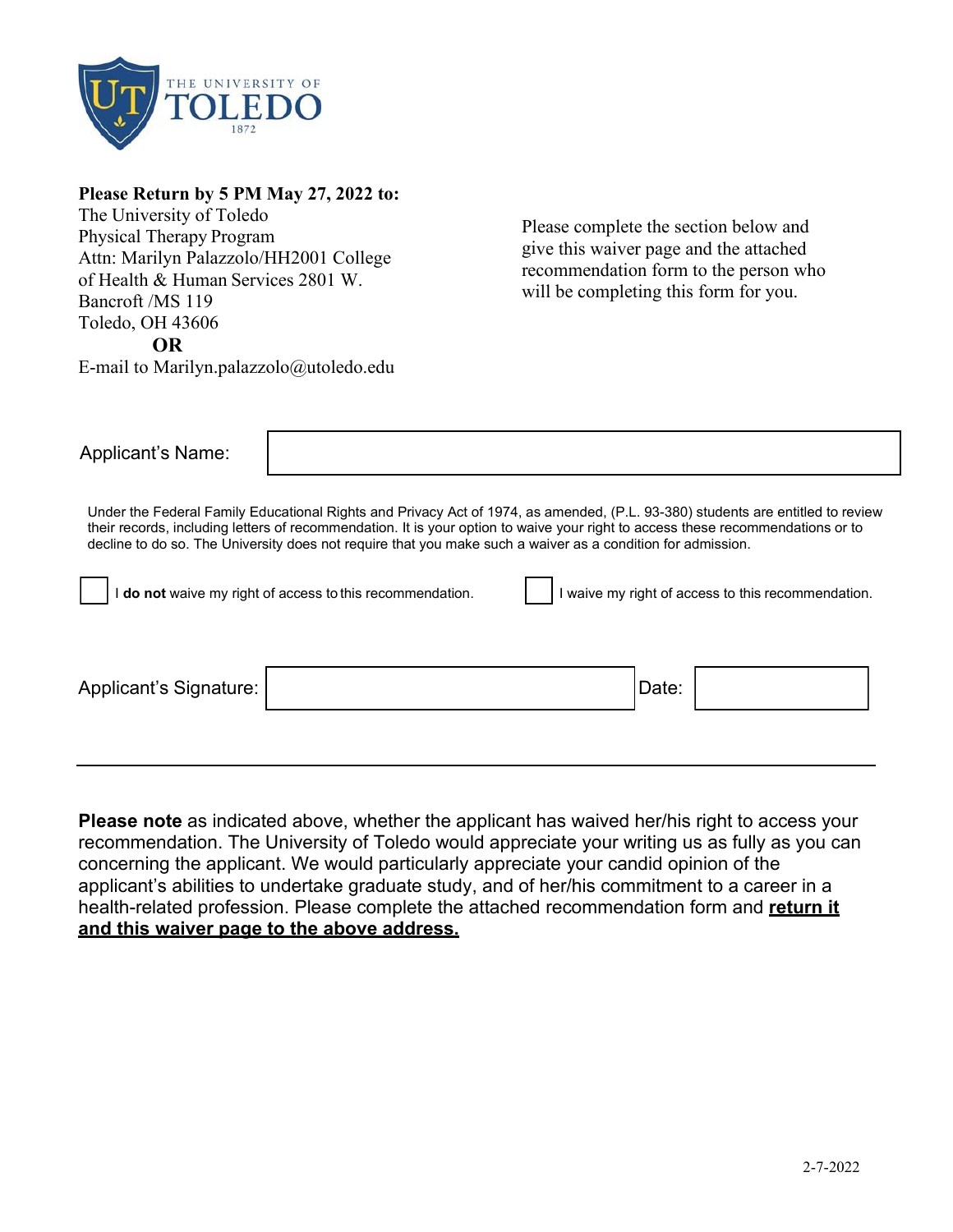**Please Return by 5 PM May 27, 2022 to:**
The University of Toledo
Physical Therapy Program
Attn: Marilyn Palazzolo/HH2001 College of Health & Human Services 2801 W. Bancroft /MS 119
Toledo, OH 43606
**OR**
E-mail to Marilyn.palazzolo@utoledo.edu

Please complete the section below and give this waiver page and the attached recommendation form to the person who will be completing this form for you.

Applicant's Name: ______________________________

Under the Federal Family Educational Rights and Privacy Act of 1974, as amended, (P.L. 93-380) students are entitled to review their records, including letters of recommendation. It is your option to waive your right to access these recommendations or to decline to do so. The University does not require that you make such a waiver as a condition for admission.

☐ I **do not** waive my right of access to this recommendation.

☐ I waive my right of access to this recommendation.

Applicant's Signature: ______________________________ Date: ______________

---

**Please note** as indicated above, whether the applicant has waived her/his right to access your recommendation. The University of Toledo would appreciate your writing us as fully as you can concerning the applicant. We would particularly appreciate your candid opinion of the applicant's abilities to undertake graduate study, and of her/his commitment to a career in a health-related profession. Please complete the attached recommendation form and **return it and this waiver page to the above address.**

2-7-2022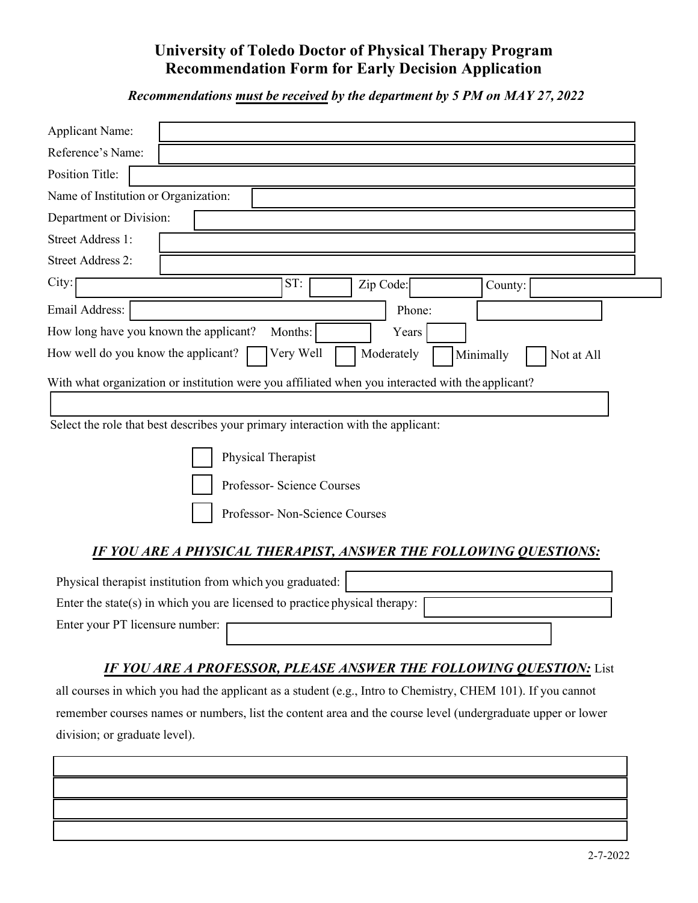# University of Toledo Doctor of Physical Therapy Program
# Recommendation Form for Early Decision Application

***Recommendations <u>must be received</u> by the department by 5 PM on MAY 27, 2022***

Applicant Name:

Reference's Name:

Position Title:

Name of Institution or Organization:

Department or Division:

Street Address 1:

Street Address 2:

City: ST: Zip Code: County:

Email Address: Phone:

How long have you known the applicant? Months: Years

How well do you know the applicant? ☐ Very Well ☐ Moderately ☐ Minimally ☐ Not at All

With what organization or institution were you affiliated when you interacted with the applicant?

Select the role that best describes your primary interaction with the applicant:

- ☐ Physical Therapist
- ☐ Professor- Science Courses
- ☐ Professor- Non-Science Courses

### *IF YOU ARE A PHYSICAL THERAPIST, ANSWER THE FOLLOWING QUESTIONS:*

Physical therapist institution from which you graduated:

Enter the state(s) in which you are licensed to practice physical therapy:

Enter your PT licensure number:

***<u>IF YOU ARE A PROFESSOR, PLEASE ANSWER THE FOLLOWING QUESTION:</u>*** List all courses in which you had the applicant as a student (e.g., Intro to Chemistry, CHEM 101). If you cannot remember courses names or numbers, list the content area and the course level (undergraduate upper or lower division; or graduate level).

2-7-2022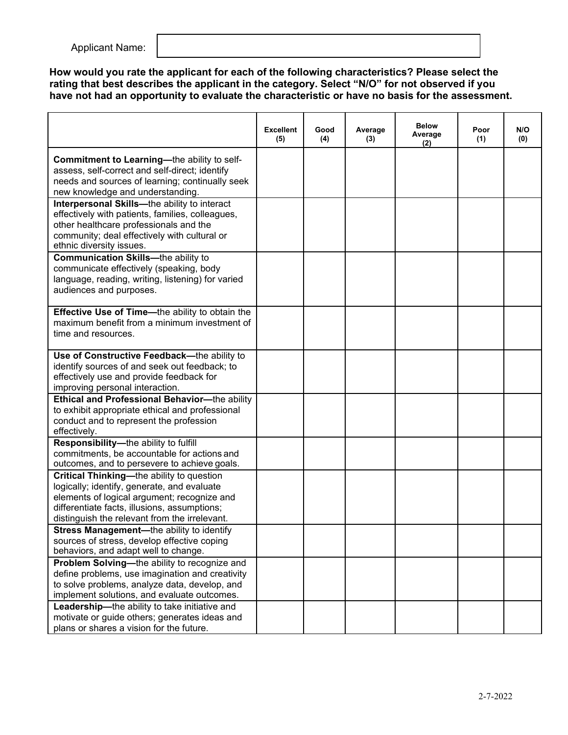Applicant Name:

**How would you rate the applicant for each of the following characteristics? Please select the rating that best describes the applicant in the category. Select "N/O" for not observed if you have not had an opportunity to evaluate the characteristic or have no basis for the assessment.**

| | Excellent (5) | Good (4) | Average (3) | Below Average (2) | Poor (1) | N/O (0) |
|---|---|---|---|---|---|---|
| **Commitment to Learning—**the ability to self-assess, self-correct and self-direct; identify needs and sources of learning; continually seek new knowledge and understanding. | | | | | | |
| **Interpersonal Skills—**the ability to interact effectively with patients, families, colleagues, other healthcare professionals and the community; deal effectively with cultural or ethnic diversity issues. | | | | | | |
| **Communication Skills—**the ability to communicate effectively (speaking, body language, reading, writing, listening) for varied audiences and purposes. | | | | | | |
| **Effective Use of Time—**the ability to obtain the maximum benefit from a minimum investment of time and resources. | | | | | | |
| **Use of Constructive Feedback—**the ability to identify sources of and seek out feedback; to effectively use and provide feedback for improving personal interaction. | | | | | | |
| **Ethical and Professional Behavior—**the ability to exhibit appropriate ethical and professional conduct and to represent the profession effectively. | | | | | | |
| **Responsibility—**the ability to fulfill commitments, be accountable for actions and outcomes, and to persevere to achieve goals. | | | | | | |
| **Critical Thinking—**the ability to question logically; identify, generate, and evaluate elements of logical argument; recognize and differentiate facts, illusions, assumptions; distinguish the relevant from the irrelevant. | | | | | | |
| **Stress Management—**the ability to identify sources of stress, develop effective coping behaviors, and adapt well to change. | | | | | | |
| **Problem Solving—**the ability to recognize and define problems, use imagination and creativity to solve problems, analyze data, develop, and implement solutions, and evaluate outcomes. | | | | | | |
| **Leadership—**the ability to take initiative and motivate or guide others; generates ideas and plans or shares a vision for the future. | | | | | | |

2-7-2022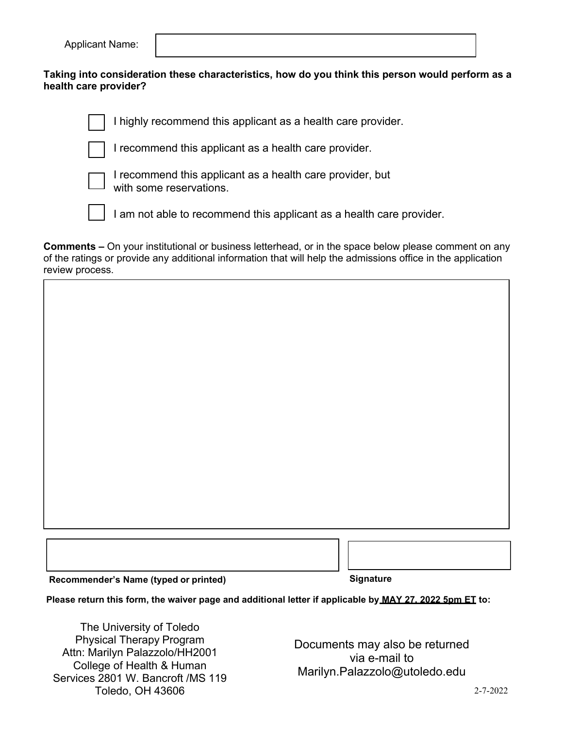Applicant Name:

**Taking into consideration these characteristics, how do you think this person would perform as a health care provider?**

- ☐ I highly recommend this applicant as a health care provider.
- ☐ I recommend this applicant as a health care provider.
- ☐ I recommend this applicant as a health care provider, but with some reservations.
- ☐ I am not able to recommend this applicant as a health care provider.

**Comments –** On your institutional or business letterhead, or in the space below please comment on any of the ratings or provide any additional information that will help the admissions office in the application review process.

**Recommender's Name (typed or printed)**

**Signature**

**Please return this form, the waiver page and additional letter if applicable by MAY 27, 2022 5pm ET to:**

The University of Toledo
Physical Therapy Program
Attn: Marilyn Palazzolo/HH2001
College of Health & Human Services 2801 W. Bancroft /MS 119
Toledo, OH 43606

Documents may also be returned via e-mail to Marilyn.Palazzolo@utoledo.edu

2-7-2022